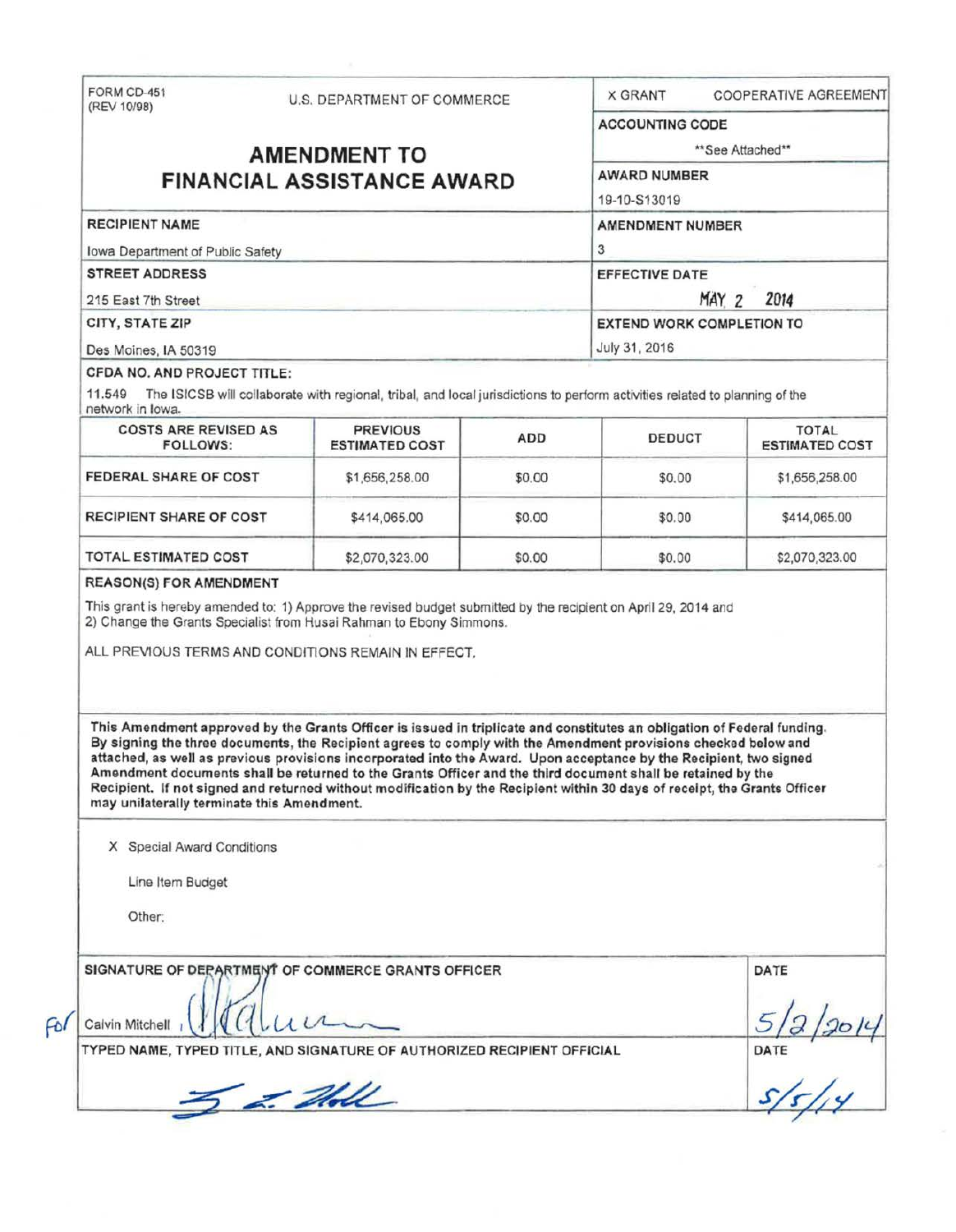FORM CD-451
(REV 10/98)

U.S. DEPARTMENT OF COMMERCE

X GRANT    COOPERATIVE AGREEMENT

**ACCOUNTING CODE**

**See Attached**

# AMENDMENT TO FINANCIAL ASSISTANCE AWARD

**AWARD NUMBER**

19-10-S13019

**RECIPIENT NAME**

Iowa Department of Public Safety

**AMENDMENT NUMBER**

3

**STREET ADDRESS**

215 East 7th Street

**EFFECTIVE DATE**

MAY 2 2014

**CITY, STATE ZIP**

Des Moines, IA 50319

**EXTEND WORK COMPLETION TO**

July 31, 2016

**CFDA NO. AND PROJECT TITLE:**

11.549 The ISICSB will collaborate with regional, tribal, and local jurisdictions to perform activities related to planning of the network in Iowa.

| COSTS ARE REVISED AS FOLLOWS: | PREVIOUS ESTIMATED COST | ADD | DEDUCT | TOTAL ESTIMATED COST |
|---|---|---|---|---|
| FEDERAL SHARE OF COST | $1,656,258.00 | $0.00 | $0.00 | $1,656,258.00 |
| RECIPIENT SHARE OF COST | $414,065.00 | $0.00 | $0.00 | $414,065.00 |
| TOTAL ESTIMATED COST | $2,070,323.00 | $0.00 | $0.00 | $2,070,323.00 |

**REASON(S) FOR AMENDMENT**

This grant is hereby amended to: 1) Approve the revised budget submitted by the recipient on April 29, 2014 and 2) Change the Grants Specialist from Husai Rahman to Ebony Simmons.

ALL PREVIOUS TERMS AND CONDITIONS REMAIN IN EFFECT.

**This Amendment approved by the Grants Officer is issued in triplicate and constitutes an obligation of Federal funding. By signing the three documents, the Recipient agrees to comply with the Amendment provisions checked below and attached, as well as previous provisions incorporated into the Award. Upon acceptance by the Recipient, two signed Amendment documents shall be returned to the Grants Officer and the third document shall be retained by the Recipient. If not signed and returned without modification by the Recipient within 30 days of receipt, the Grants Officer may unilaterally terminate this Amendment.**

X Special Award Conditions

Line Item Budget

Other:

**SIGNATURE OF DEPARTMENT OF COMMERCE GRANTS OFFICER**

For Calvin Mitchell

**DATE**

5/2/2014

**TYPED NAME, TYPED TITLE, AND SIGNATURE OF AUTHORIZED RECIPIENT OFFICIAL**

**DATE**

5/5/14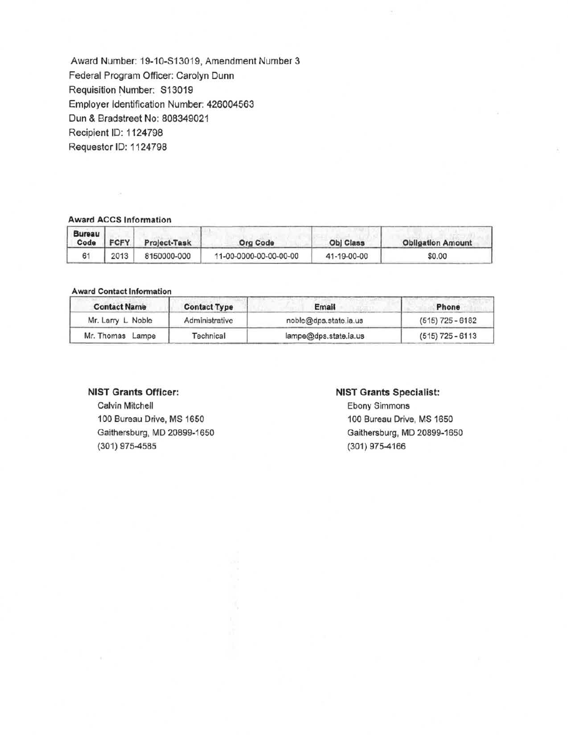Award Number: 19-10-S13019, Amendment Number 3
Federal Program Officer: Carolyn Dunn
Requisition Number: S13019
Employer Identification Number: 426004563
Dun & Bradstreet No: 808349021
Recipient ID: 1124798
Requestor ID: 1124798

**Award ACCS Information**

| Bureau Code | FCFY | Project-Task | Org Code | Obj Class | Obligation Amount |
|---|---|---|---|---|---|
| 61 | 2013 | 8150000-000 | 11-00-0000-00-00-00-00 | 41-19-00-00 | $0.00 |

**Award Contact Information**

| Contact Name | Contact Type | Email | Phone |
|---|---|---|---|
| Mr. Larry L Noble | Administrative | noble@dps.state.ia.us | (515) 725 - 6182 |
| Mr. Thomas Lampe | Technical | lampe@dps.state.ia.us | (515) 725 - 6113 |

**NIST Grants Officer:**
Calvin Mitchell
100 Bureau Drive, MS 1650
Gaithersburg, MD 20899-1650
(301) 975-4585

**NIST Grants Specialist:**
Ebony Simmons
100 Bureau Drive, MS 1650
Gaithersburg, MD 20899-1650
(301) 975-4166